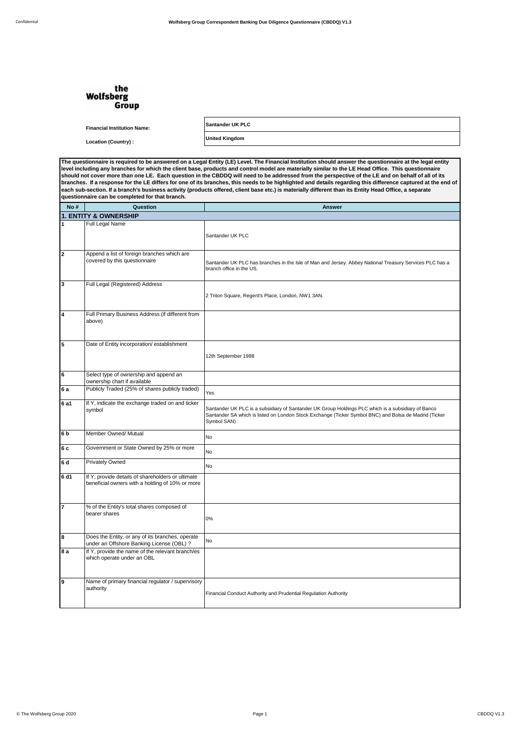the Wolfsberg Group

| | |
|---|---|
| **Financial Institution Name:** | **Santander UK PLC** |
| **Location (Country) :** | **United Kingdom** |

**The questionnaire is required to be answered on a Legal Entity (LE) Level. The Financial Institution should answer the questionnaire at the legal entity level including any branches for which the client base, products and control model are materially similar to the LE Head Office. This questionnaire should not cover more than one LE. Each question in the CBDDQ will need to be addressed from the perspective of the LE and on behalf of all of its branches. If a response for the LE differs for one of its branches, this needs to be highlighted and details regarding this difference captured at the end of each sub-section. If a branch's business activity (products offered, client base etc.) is materially different than its Entity Head Office, a separate questionnaire can be completed for that branch.**

| No # | Question | Answer |
|---|---|---|
| **1. ENTITY & OWNERSHIP** | | |
| 1 | Full Legal Name | Santander UK PLC |
| 2 | Append a list of foreign branches which are covered by this questionnaire | Santander UK PLC has branches in the Isle of Man and Jersey. Abbey National Treasury Services PLC has a branch office in the US. |
| 3 | Full Legal (Registered) Address | 2 Triton Square, Regent's Place, London, NW1 3AN. |
| 4 | Full Primary Business Address (if different from above) | |
| 5 | Date of Entity incorporation/ establishment | 12th September 1988 |
| 6 | Select type of ownership and append an ownership chart if available | |
| 6 a | Publicly Traded (25% of shares publicly traded) | Yes |
| 6 a1 | If Y, indicate the exchange traded on and ticker symbol | Santander UK PLC is a subsidiary of Santander UK Group Holdings PLC which is a subsidiary of Banco Santander SA which is listed on London Stock Exchange (Ticker Symbol BNC) and Bolsa de Madrid (Ticker Symbol SAN) |
| 6 b | Member Owned/ Mutual | No |
| 6 c | Government or State Owned by 25% or more | No |
| 6 d | Privately Owned | No |
| 6 d1 | If Y, provide details of shareholders or ultimate beneficial owners with a holding of 10% or more | |
| 7 | % of the Entity's total shares composed of bearer shares | 0% |
| 8 | Does the Entity, or any of its branches, operate under an Offshore Banking License (OBL) ? | No |
| 8 a | If Y, provide the name of the relevant branch/es which operate under an OBL | |
| 9 | Name of primary financial regulator / supervisory authority | Financial Conduct Authority and Prudential Regulation Authority |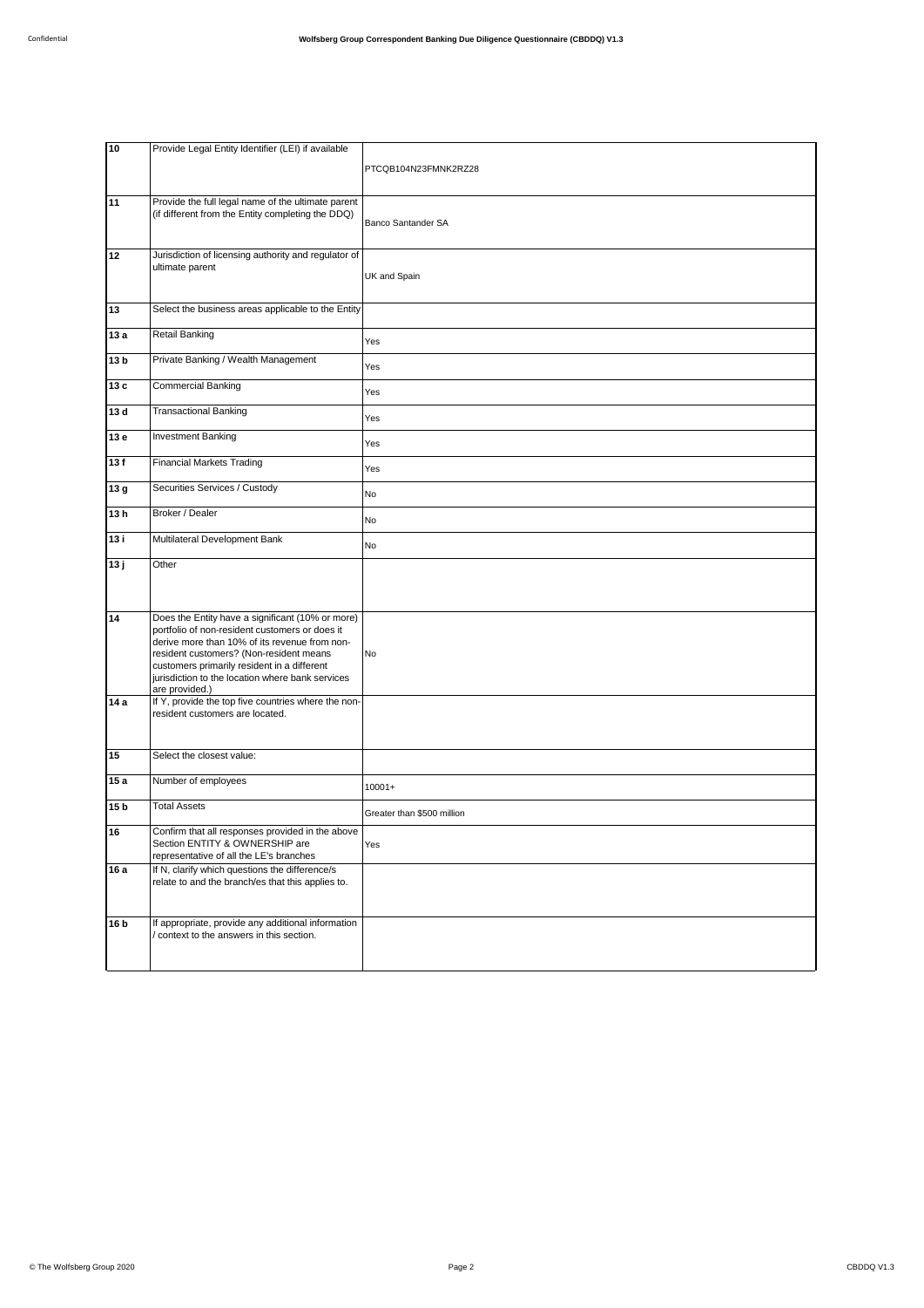| | | |
|---|---|---|
| 10 | Provide Legal Entity Identifier (LEI) if available | PTCQB104N23FMNK2RZ28 |
| 11 | Provide the full legal name of the ultimate parent (if different from the Entity completing the DDQ) | Banco Santander SA |
| 12 | Jurisdiction of licensing authority and regulator of ultimate parent | UK and Spain |
| 13 | Select the business areas applicable to the Entity | |
| 13 a | Retail Banking | Yes |
| 13 b | Private Banking / Wealth Management | Yes |
| 13 c | Commercial Banking | Yes |
| 13 d | Transactional Banking | Yes |
| 13 e | Investment Banking | Yes |
| 13 f | Financial Markets Trading | Yes |
| 13 g | Securities Services / Custody | No |
| 13 h | Broker / Dealer | No |
| 13 i | Multilateral Development Bank | No |
| 13 j | Other | |
| 14 | Does the Entity have a significant (10% or more) portfolio of non-resident customers or does it derive more than 10% of its revenue from non-resident customers? (Non-resident means customers primarily resident in a different jurisdiction to the location where bank services are provided.) | No |
| 14 a | If Y, provide the top five countries where the non-resident customers are located. | |
| 15 | Select the closest value: | |
| 15 a | Number of employees | 10001+ |
| 15 b | Total Assets | Greater than $500 million |
| 16 | Confirm that all responses provided in the above Section ENTITY & OWNERSHIP are representative of all the LE's branches | Yes |
| 16 a | If N, clarify which questions the difference/s relate to and the branch/es that this applies to. | |
| 16 b | If appropriate, provide any additional information / context to the answers in this section. | |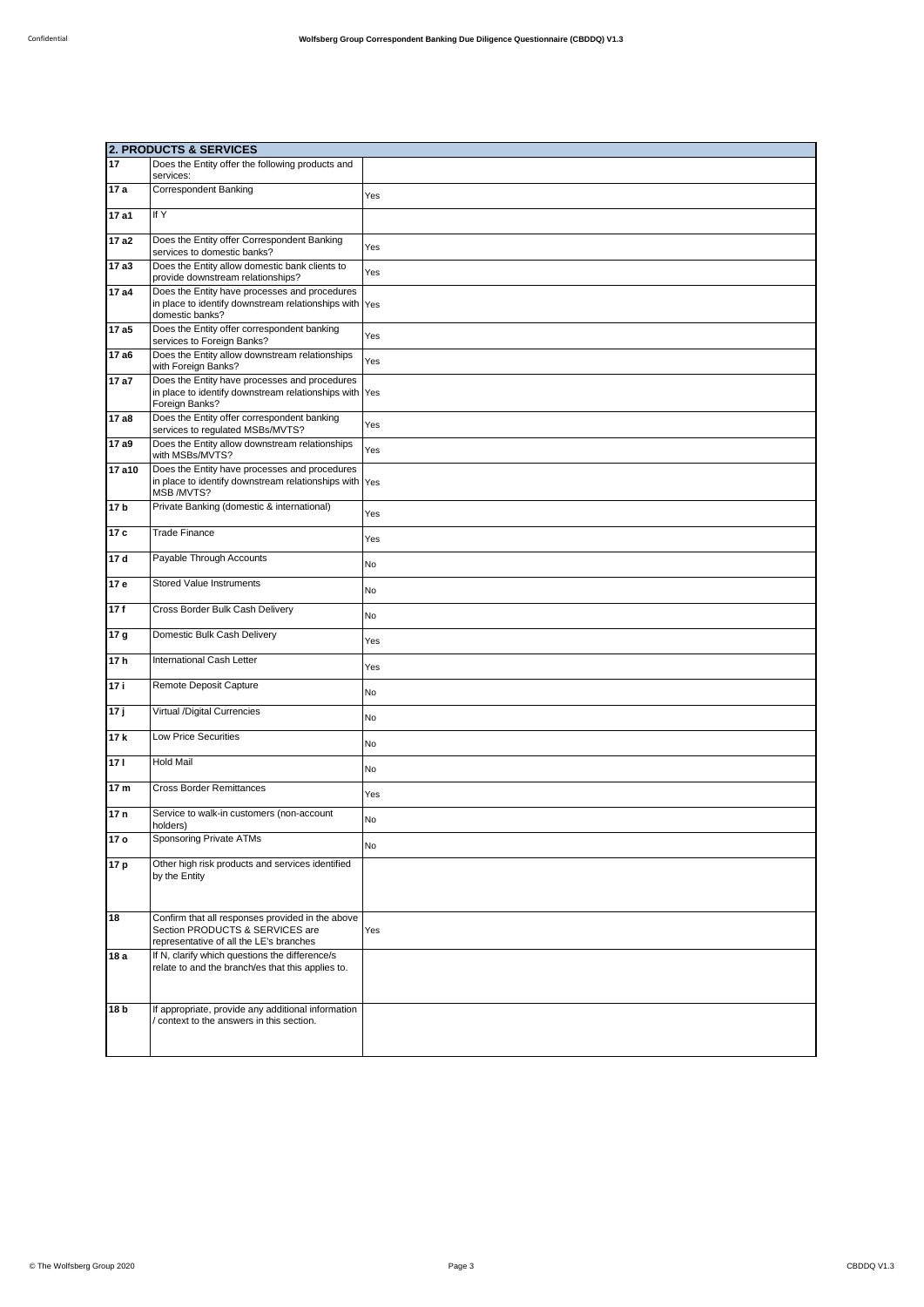| 2. PRODUCTS & SERVICES | | |
|---|---|---|
| 17 | Does the Entity offer the following products and services: | |
| 17 a | Correspondent Banking | Yes |
| 17 a1 | If Y | |
| 17 a2 | Does the Entity offer Correspondent Banking services to domestic banks? | Yes |
| 17 a3 | Does the Entity allow domestic bank clients to provide downstream relationships? | Yes |
| 17 a4 | Does the Entity have processes and procedures in place to identify downstream relationships with domestic banks? | Yes |
| 17 a5 | Does the Entity offer correspondent banking services to Foreign Banks? | Yes |
| 17 a6 | Does the Entity allow downstream relationships with Foreign Banks? | Yes |
| 17 a7 | Does the Entity have processes and procedures in place to identify downstream relationships with Foreign Banks? | Yes |
| 17 a8 | Does the Entity offer correspondent banking services to regulated MSBs/MVTS? | Yes |
| 17 a9 | Does the Entity allow downstream relationships with MSBs/MVTS? | Yes |
| 17 a10 | Does the Entity have processes and procedures in place to identify downstream relationships with MSB /MVTS? | Yes |
| 17 b | Private Banking (domestic & international) | Yes |
| 17 c | Trade Finance | Yes |
| 17 d | Payable Through Accounts | No |
| 17 e | Stored Value Instruments | No |
| 17 f | Cross Border Bulk Cash Delivery | No |
| 17 g | Domestic Bulk Cash Delivery | Yes |
| 17 h | International Cash Letter | Yes |
| 17 i | Remote Deposit Capture | No |
| 17 j | Virtual /Digital Currencies | No |
| 17 k | Low Price Securities | No |
| 17 l | Hold Mail | No |
| 17 m | Cross Border Remittances | Yes |
| 17 n | Service to walk-in customers (non-account holders) | No |
| 17 o | Sponsoring Private ATMs | No |
| 17 p | Other high risk products and services identified by the Entity | |
| 18 | Confirm that all responses provided in the above Section PRODUCTS & SERVICES are representative of all the LE's branches | Yes |
| 18 a | If N, clarify which questions the difference/s relate to and the branch/es that this applies to. | |
| 18 b | If appropriate, provide any additional information / context to the answers in this section. | |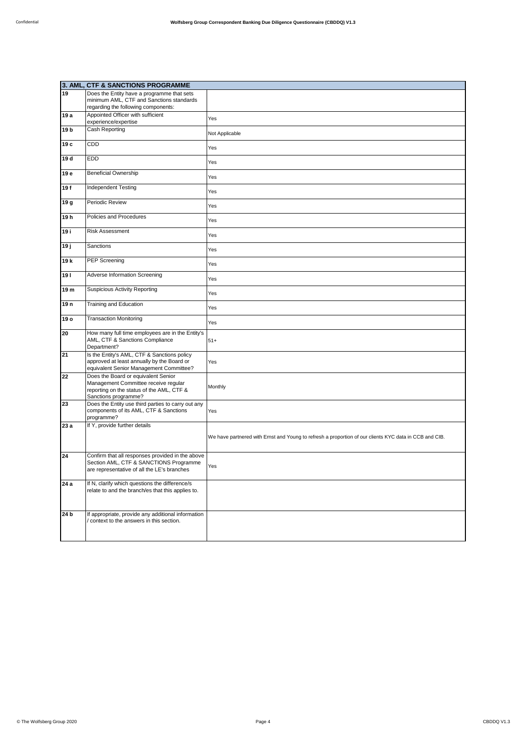| 3. AML, CTF & SANCTIONS PROGRAMME | | |
|---|---|---|
| 19 | Does the Entity have a programme that sets minimum AML, CTF and Sanctions standards regarding the following components: | |
| 19 a | Appointed Officer with sufficient experience/expertise | Yes |
| 19 b | Cash Reporting | Not Applicable |
| 19 c | CDD | Yes |
| 19 d | EDD | Yes |
| 19 e | Beneficial Ownership | Yes |
| 19 f | Independent Testing | Yes |
| 19 g | Periodic Review | Yes |
| 19 h | Policies and Procedures | Yes |
| 19 i | Risk Assessment | Yes |
| 19 j | Sanctions | Yes |
| 19 k | PEP Screening | Yes |
| 19 l | Adverse Information Screening | Yes |
| 19 m | Suspicious Activity Reporting | Yes |
| 19 n | Training and Education | Yes |
| 19 o | Transaction Monitoring | Yes |
| 20 | How many full time employees are in the Entity's AML, CTF & Sanctions Compliance Department? | 51+ |
| 21 | Is the Entity's AML, CTF & Sanctions policy approved at least annually by the Board or equivalent Senior Management Committee? | Yes |
| 22 | Does the Board or equivalent Senior Management Committee receive regular reporting on the status of the AML, CTF & Sanctions programme? | Monthly |
| 23 | Does the Entity use third parties to carry out any components of its AML, CTF & Sanctions programme? | Yes |
| 23 a | If Y, provide further details | We have partnered with Ernst and Young to refresh a proportion of our clients KYC data in CCB and CIB. |
| 24 | Confirm that all responses provided in the above Section AML, CTF & SANCTIONS Programme are representative of all the LE's branches | Yes |
| 24 a | If N, clarify which questions the difference/s relate to and the branch/es that this applies to. | |
| 24 b | If appropriate, provide any additional information / context to the answers in this section. | |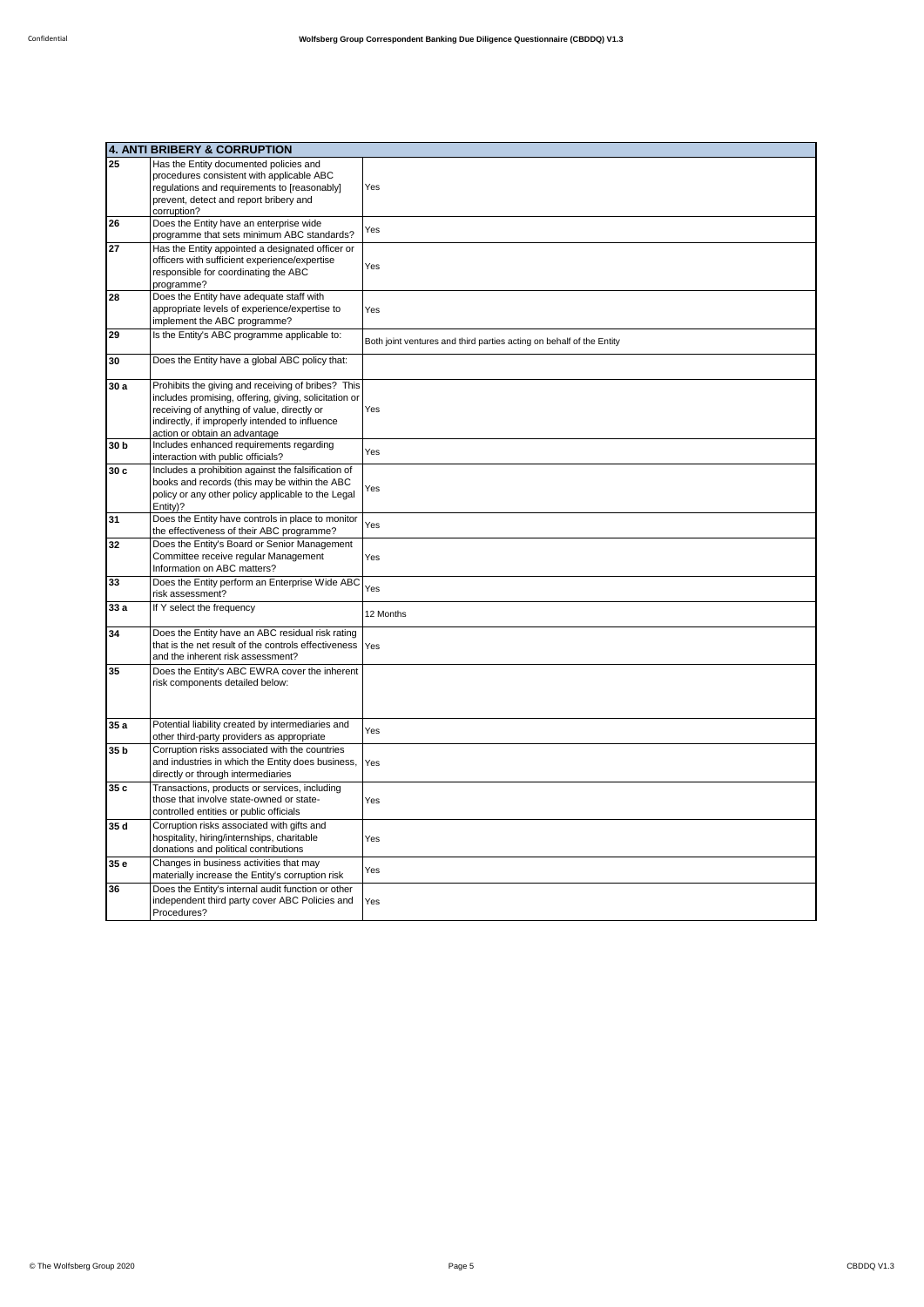| 4. ANTI BRIBERY & CORRUPTION | | |
|---|---|---|
| 25 | Has the Entity documented policies and procedures consistent with applicable ABC regulations and requirements to [reasonably] prevent, detect and report bribery and corruption? | Yes |
| 26 | Does the Entity have an enterprise wide programme that sets minimum ABC standards? | Yes |
| 27 | Has the Entity appointed a designated officer or officers with sufficient experience/expertise responsible for coordinating the ABC programme? | Yes |
| 28 | Does the Entity have adequate staff with appropriate levels of experience/expertise to implement the ABC programme? | Yes |
| 29 | Is the Entity's ABC programme applicable to: | Both joint ventures and third parties acting on behalf of the Entity |
| 30 | Does the Entity have a global ABC policy that: | |
| 30 a | Prohibits the giving and receiving of bribes? This includes promising, offering, giving, solicitation or receiving of anything of value, directly or indirectly, if improperly intended to influence action or obtain an advantage | Yes |
| 30 b | Includes enhanced requirements regarding interaction with public officials? | Yes |
| 30 c | Includes a prohibition against the falsification of books and records (this may be within the ABC policy or any other policy applicable to the Legal Entity)? | Yes |
| 31 | Does the Entity have controls in place to monitor the effectiveness of their ABC programme? | Yes |
| 32 | Does the Entity's Board or Senior Management Committee receive regular Management Information on ABC matters? | Yes |
| 33 | Does the Entity perform an Enterprise Wide ABC risk assessment? | Yes |
| 33 a | If Y select the frequency | 12 Months |
| 34 | Does the Entity have an ABC residual risk rating that is the net result of the controls effectiveness and the inherent risk assessment? | Yes |
| 35 | Does the Entity's ABC EWRA cover the inherent risk components detailed below: | |
| 35 a | Potential liability created by intermediaries and other third-party providers as appropriate | Yes |
| 35 b | Corruption risks associated with the countries and industries in which the Entity does business, directly or through intermediaries | Yes |
| 35 c | Transactions, products or services, including those that involve state-owned or state-controlled entities or public officials | Yes |
| 35 d | Corruption risks associated with gifts and hospitality, hiring/internships, charitable donations and political contributions | Yes |
| 35 e | Changes in business activities that may materially increase the Entity's corruption risk | Yes |
| 36 | Does the Entity's internal audit function or other independent third party cover ABC Policies and Procedures? | Yes |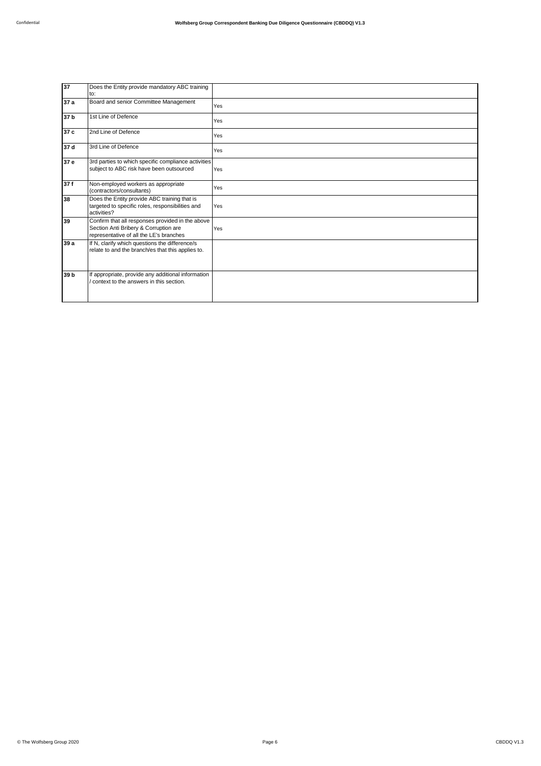| | | |
|---|---|---|
| **37** | Does the Entity provide mandatory ABC training to: | |
| **37 a** | Board and senior Committee Management | Yes |
| **37 b** | 1st Line of Defence | Yes |
| **37 c** | 2nd Line of Defence | Yes |
| **37 d** | 3rd Line of Defence | Yes |
| **37 e** | 3rd parties to which specific compliance activities subject to ABC risk have been outsourced | Yes |
| **37 f** | Non-employed workers as appropriate (contractors/consultants) | Yes |
| **38** | Does the Entity provide ABC training that is targeted to specific roles, responsibilities and activities? | Yes |
| **39** | Confirm that all responses provided in the above Section Anti Bribery & Corruption are representative of all the LE's branches | Yes |
| **39 a** | If N, clarify which questions the difference/s relate to and the branch/es that this applies to. | |
| **39 b** | If appropriate, provide any additional information / context to the answers in this section. | |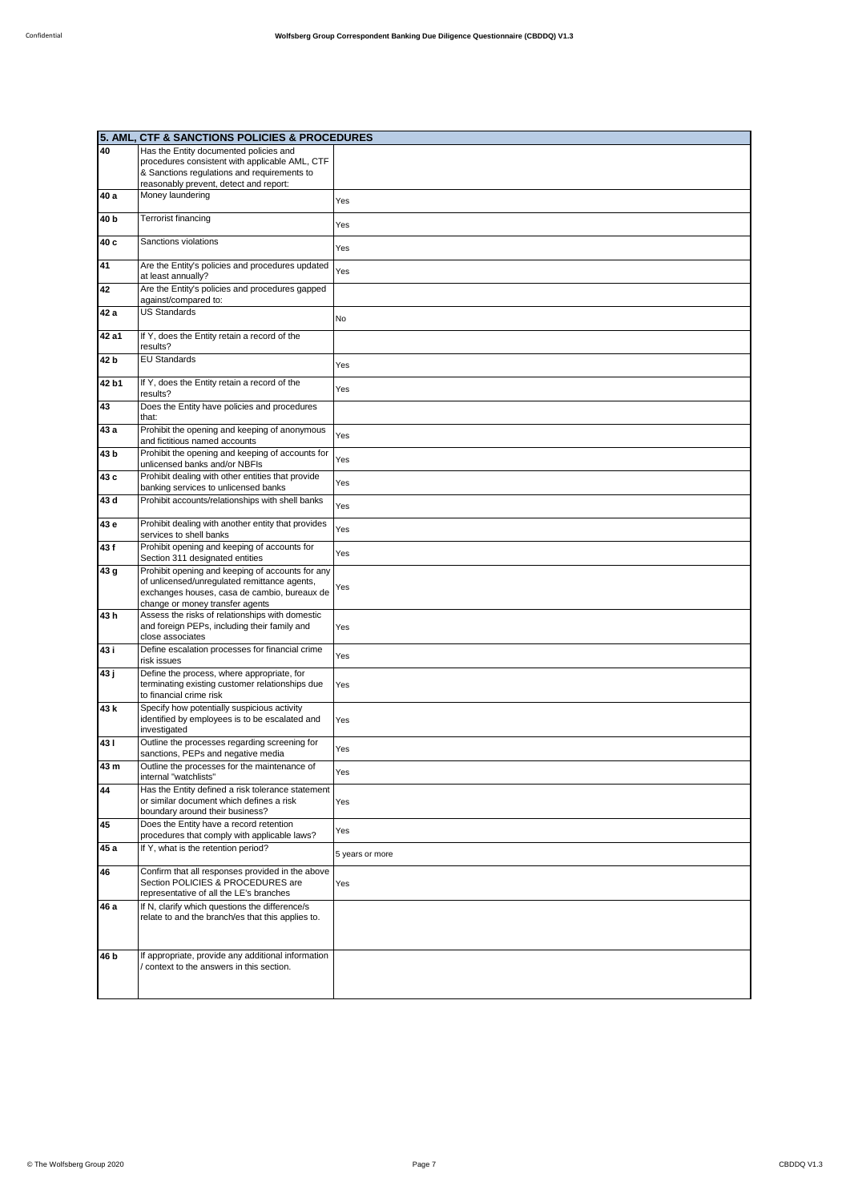| 5. AML, CTF & SANCTIONS POLICIES & PROCEDURES | | |
|---|---|---|
| 40 | Has the Entity documented policies and procedures consistent with applicable AML, CTF & Sanctions regulations and requirements to reasonably prevent, detect and report: | |
| 40 a | Money laundering | Yes |
| 40 b | Terrorist financing | Yes |
| 40 c | Sanctions violations | Yes |
| 41 | Are the Entity's policies and procedures updated at least annually? | Yes |
| 42 | Are the Entity's policies and procedures gapped against/compared to: | |
| 42 a | US Standards | No |
| 42 a1 | If Y, does the Entity retain a record of the results? | |
| 42 b | EU Standards | Yes |
| 42 b1 | If Y, does the Entity retain a record of the results? | Yes |
| 43 | Does the Entity have policies and procedures that: | |
| 43 a | Prohibit the opening and keeping of anonymous and fictitious named accounts | Yes |
| 43 b | Prohibit the opening and keeping of accounts for unlicensed banks and/or NBFIs | Yes |
| 43 c | Prohibit dealing with other entities that provide banking services to unlicensed banks | Yes |
| 43 d | Prohibit accounts/relationships with shell banks | Yes |
| 43 e | Prohibit dealing with another entity that provides services to shell banks | Yes |
| 43 f | Prohibit opening and keeping of accounts for Section 311 designated entities | Yes |
| 43 g | Prohibit opening and keeping of accounts for any of unlicensed/unregulated remittance agents, exchanges houses, casa de cambio, bureaux de change or money transfer agents | Yes |
| 43 h | Assess the risks of relationships with domestic and foreign PEPs, including their family and close associates | Yes |
| 43 i | Define escalation processes for financial crime risk issues | Yes |
| 43 j | Define the process, where appropriate, for terminating existing customer relationships due to financial crime risk | Yes |
| 43 k | Specify how potentially suspicious activity identified by employees is to be escalated and investigated | Yes |
| 43 l | Outline the processes regarding screening for sanctions, PEPs and negative media | Yes |
| 43 m | Outline the processes for the maintenance of internal "watchlists" | Yes |
| 44 | Has the Entity defined a risk tolerance statement or similar document which defines a risk boundary around their business? | Yes |
| 45 | Does the Entity have a record retention procedures that comply with applicable laws? | Yes |
| 45 a | If Y, what is the retention period? | 5 years or more |
| 46 | Confirm that all responses provided in the above Section POLICIES & PROCEDURES are representative of all the LE's branches | Yes |
| 46 a | If N, clarify which questions the difference/s relate to and the branch/es that this applies to. | |
| 46 b | If appropriate, provide any additional information / context to the answers in this section. | |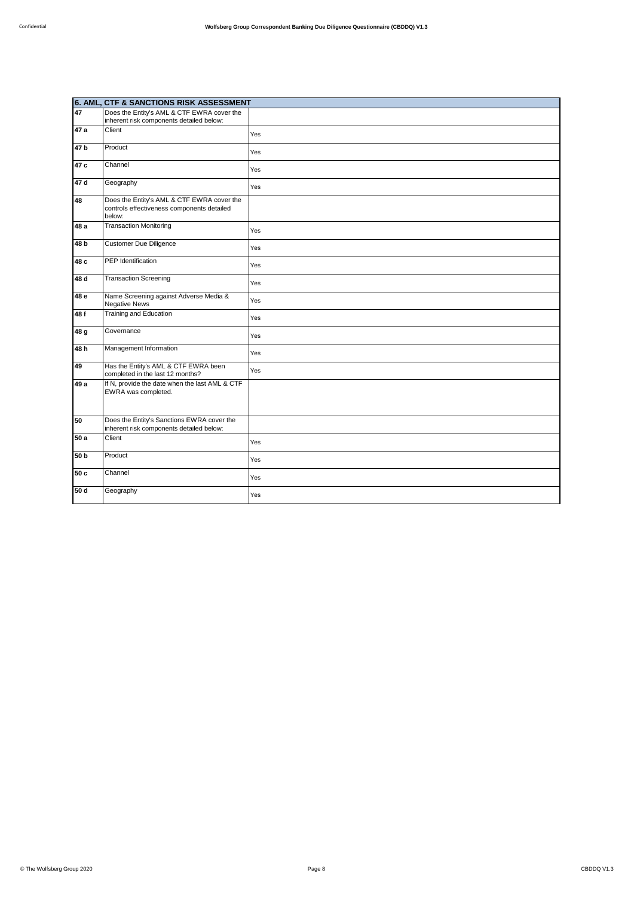| 6. AML, CTF & SANCTIONS RISK ASSESSMENT | | |
|---|---|---|
| 47 | Does the Entity's AML & CTF EWRA cover the inherent risk components detailed below: | |
| 47 a | Client | Yes |
| 47 b | Product | Yes |
| 47 c | Channel | Yes |
| 47 d | Geography | Yes |
| 48 | Does the Entity's AML & CTF EWRA cover the controls effectiveness components detailed below: | |
| 48 a | Transaction Monitoring | Yes |
| 48 b | Customer Due Diligence | Yes |
| 48 c | PEP Identification | Yes |
| 48 d | Transaction Screening | Yes |
| 48 e | Name Screening against Adverse Media & Negative News | Yes |
| 48 f | Training and Education | Yes |
| 48 g | Governance | Yes |
| 48 h | Management Information | Yes |
| 49 | Has the Entity's AML & CTF EWRA been completed in the last 12 months? | Yes |
| 49 a | If N, provide the date when the last AML & CTF EWRA was completed. | |
| 50 | Does the Entity's Sanctions EWRA cover the inherent risk components detailed below: | |
| 50 a | Client | Yes |
| 50 b | Product | Yes |
| 50 c | Channel | Yes |
| 50 d | Geography | Yes |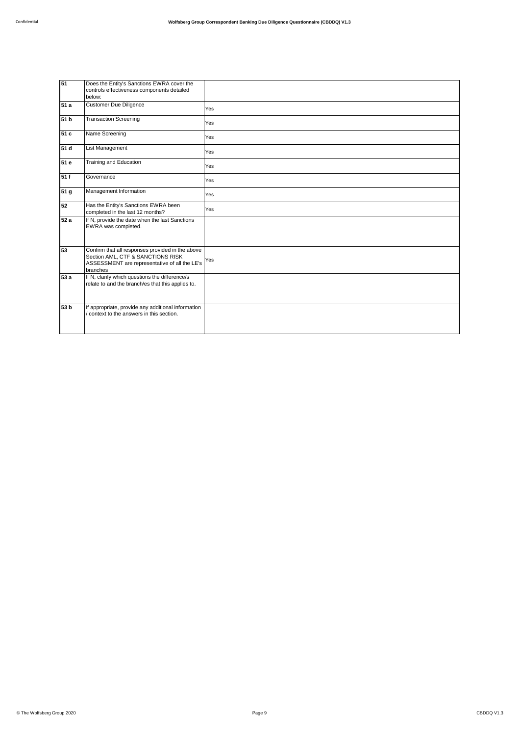| | | |
|---|---|---|
| **51** | Does the Entity's Sanctions EWRA cover the controls effectiveness components detailed below: | |
| **51 a** | Customer Due Diligence | Yes |
| **51 b** | Transaction Screening | Yes |
| **51 c** | Name Screening | Yes |
| **51 d** | List Management | Yes |
| **51 e** | Training and Education | Yes |
| **51 f** | Governance | Yes |
| **51 g** | Management Information | Yes |
| **52** | Has the Entity's Sanctions EWRA been completed in the last 12 months? | Yes |
| **52 a** | If N, provide the date when the last Sanctions EWRA was completed. | |
| **53** | Confirm that all responses provided in the above Section AML, CTF & SANCTIONS RISK ASSESSMENT are representative of all the LE's branches | Yes |
| **53 a** | If N, clarify which questions the difference/s relate to and the branch/es that this applies to. | |
| **53 b** | If appropriate, provide any additional information / context to the answers in this section. | |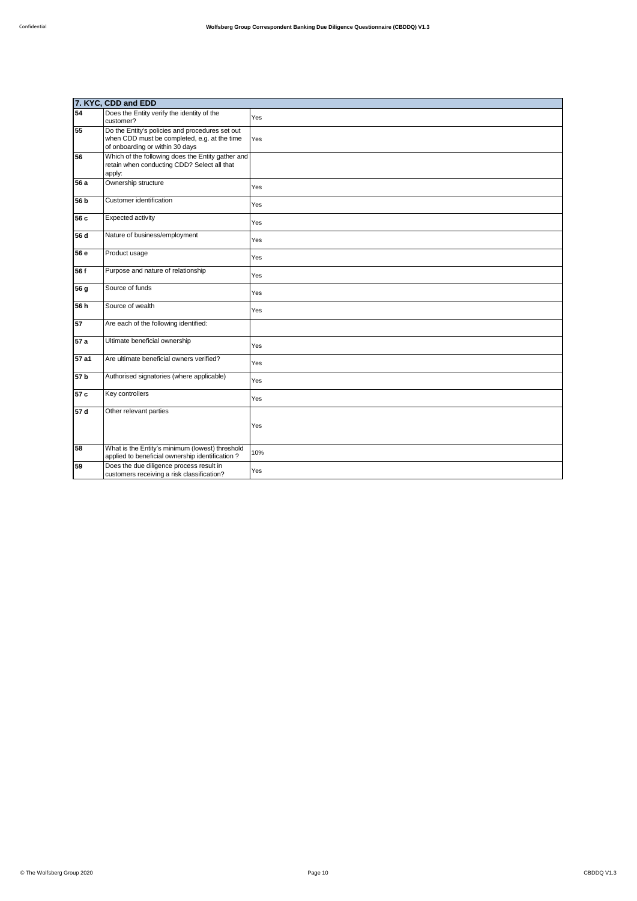| 7. KYC, CDD and EDD | | |
|---|---|---|
| 54 | Does the Entity verify the identity of the customer? | Yes |
| 55 | Do the Entity's policies and procedures set out when CDD must be completed, e.g. at the time of onboarding or within 30 days | Yes |
| 56 | Which of the following does the Entity gather and retain when conducting CDD? Select all that apply: | |
| 56 a | Ownership structure | Yes |
| 56 b | Customer identification | Yes |
| 56 c | Expected activity | Yes |
| 56 d | Nature of business/employment | Yes |
| 56 e | Product usage | Yes |
| 56 f | Purpose and nature of relationship | Yes |
| 56 g | Source of funds | Yes |
| 56 h | Source of wealth | Yes |
| 57 | Are each of the following identified: | |
| 57 a | Ultimate beneficial ownership | Yes |
| 57 a1 | Are ultimate beneficial owners verified? | Yes |
| 57 b | Authorised signatories (where applicable) | Yes |
| 57 c | Key controllers | Yes |
| 57 d | Other relevant parties | Yes |
| 58 | What is the Entity's minimum (lowest) threshold applied to beneficial ownership identification ? | 10% |
| 59 | Does the due diligence process result in customers receiving a risk classification? | Yes |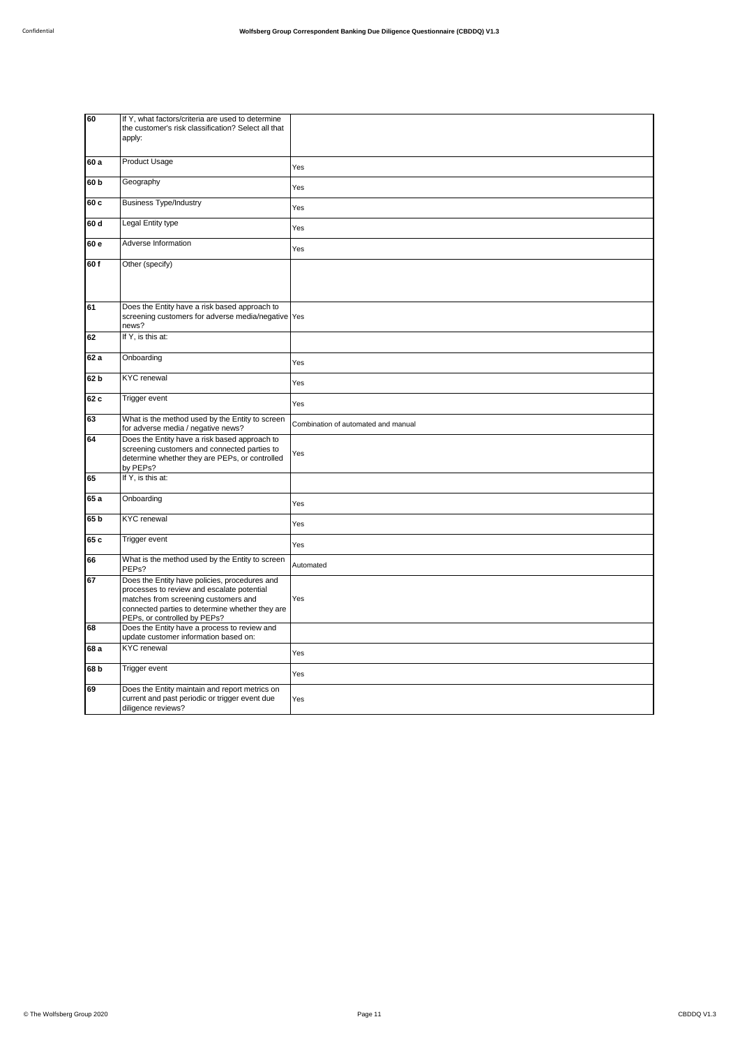| | | |
|---|---|---|
| 60 | If Y, what factors/criteria are used to determine the customer's risk classification? Select all that apply: | |
| 60 a | Product Usage | Yes |
| 60 b | Geography | Yes |
| 60 c | Business Type/Industry | Yes |
| 60 d | Legal Entity type | Yes |
| 60 e | Adverse Information | Yes |
| 60 f | Other (specify) | |
| 61 | Does the Entity have a risk based approach to screening customers for adverse media/negative news? | Yes |
| 62 | If Y, is this at: | |
| 62 a | Onboarding | Yes |
| 62 b | KYC renewal | Yes |
| 62 c | Trigger event | Yes |
| 63 | What is the method used by the Entity to screen for adverse media / negative news? | Combination of automated and manual |
| 64 | Does the Entity have a risk based approach to screening customers and connected parties to determine whether they are PEPs, or controlled by PEPs? | Yes |
| 65 | If Y, is this at: | |
| 65 a | Onboarding | Yes |
| 65 b | KYC renewal | Yes |
| 65 c | Trigger event | Yes |
| 66 | What is the method used by the Entity to screen PEPs? | Automated |
| 67 | Does the Entity have policies, procedures and processes to review and escalate potential matches from screening customers and connected parties to determine whether they are PEPs, or controlled by PEPs? | Yes |
| 68 | Does the Entity have a process to review and update customer information based on: | |
| 68 a | KYC renewal | Yes |
| 68 b | Trigger event | Yes |
| 69 | Does the Entity maintain and report metrics on current and past periodic or trigger event due diligence reviews? | Yes |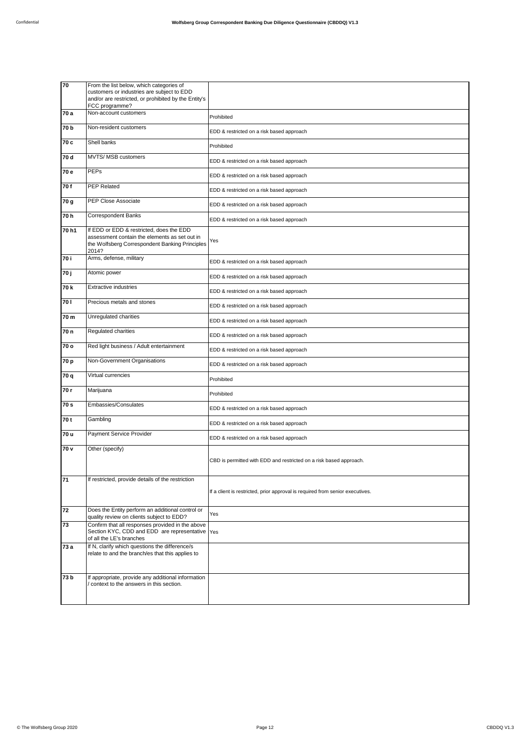| | | |
|---|---|---|
| **70** | From the list below, which categories of customers or industries are subject to EDD and/or are restricted, or prohibited by the Entity's FCC programme? | |
| **70 a** | Non-account customers | Prohibited |
| **70 b** | Non-resident customers | EDD & restricted on a risk based approach |
| **70 c** | Shell banks | Prohibited |
| **70 d** | MVTS/ MSB customers | EDD & restricted on a risk based approach |
| **70 e** | PEPs | EDD & restricted on a risk based approach |
| **70 f** | PEP Related | EDD & restricted on a risk based approach |
| **70 g** | PEP Close Associate | EDD & restricted on a risk based approach |
| **70 h** | Correspondent Banks | EDD & restricted on a risk based approach |
| **70 h1** | If EDD or EDD & restricted, does the EDD assessment contain the elements as set out in the Wolfsberg Correspondent Banking Principles 2014? | Yes |
| **70 i** | Arms, defense, military | EDD & restricted on a risk based approach |
| **70 j** | Atomic power | EDD & restricted on a risk based approach |
| **70 k** | Extractive industries | EDD & restricted on a risk based approach |
| **70 l** | Precious metals and stones | EDD & restricted on a risk based approach |
| **70 m** | Unregulated charities | EDD & restricted on a risk based approach |
| **70 n** | Regulated charities | EDD & restricted on a risk based approach |
| **70 o** | Red light business / Adult entertainment | EDD & restricted on a risk based approach |
| **70 p** | Non-Government Organisations | EDD & restricted on a risk based approach |
| **70 q** | Virtual currencies | Prohibited |
| **70 r** | Marijuana | Prohibited |
| **70 s** | Embassies/Consulates | EDD & restricted on a risk based approach |
| **70 t** | Gambling | EDD & restricted on a risk based approach |
| **70 u** | Payment Service Provider | EDD & restricted on a risk based approach |
| **70 v** | Other (specify) | CBD is permitted with EDD and restricted on a risk based approach. |
| **71** | If restricted, provide details of the restriction | If a client is restricted, prior approval is required from senior executives. |
| **72** | Does the Entity perform an additional control or quality review on clients subject to EDD? | Yes |
| **73** | Confirm that all responses provided in the above Section KYC, CDD and EDD are representative of all the LE's branches | Yes |
| **73 a** | If N, clarify which questions the difference/s relate to and the branch/es that this applies to | |
| **73 b** | If appropriate, provide any additional information / context to the answers in this section. | |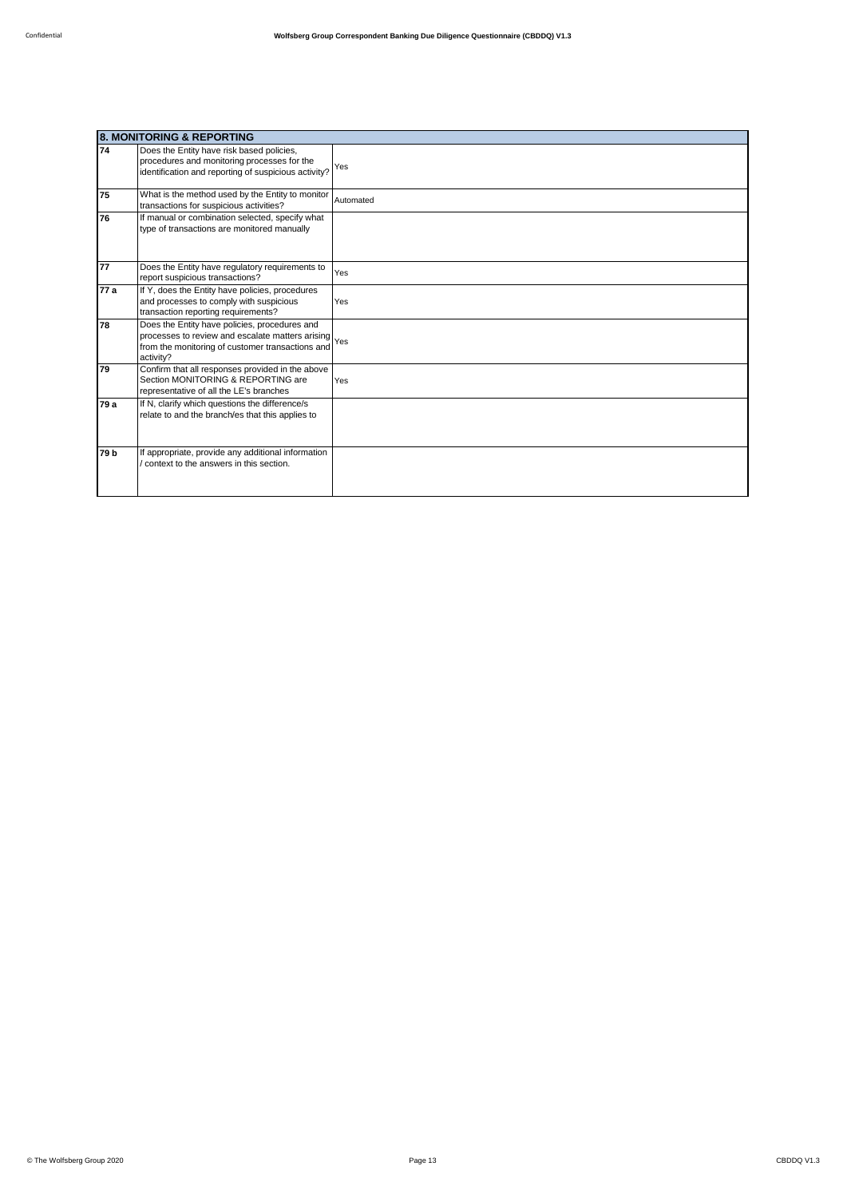| 8. MONITORING & REPORTING | | |
|---|---|---|
| 74 | Does the Entity have risk based policies, procedures and monitoring processes for the identification and reporting of suspicious activity? | Yes |
| 75 | What is the method used by the Entity to monitor transactions for suspicious activities? | Automated |
| 76 | If manual or combination selected, specify what type of transactions are monitored manually | |
| 77 | Does the Entity have regulatory requirements to report suspicious transactions? | Yes |
| 77 a | If Y, does the Entity have policies, procedures and processes to comply with suspicious transaction reporting requirements? | Yes |
| 78 | Does the Entity have policies, procedures and processes to review and escalate matters arising from the monitoring of customer transactions and activity? | Yes |
| 79 | Confirm that all responses provided in the above Section MONITORING & REPORTING are representative of all the LE's branches | Yes |
| 79 a | If N, clarify which questions the difference/s relate to and the branch/es that this applies to | |
| 79 b | If appropriate, provide any additional information / context to the answers in this section. | |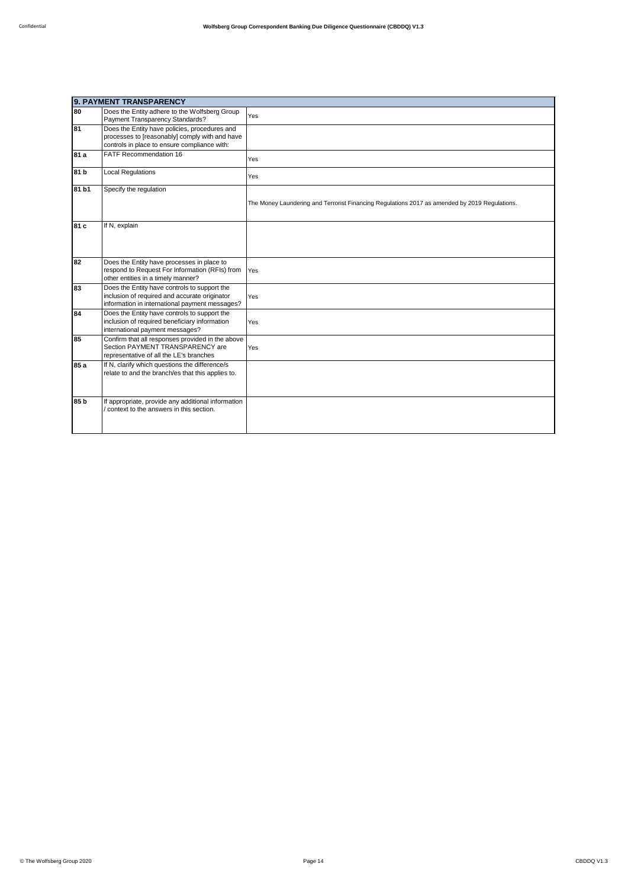| 9. PAYMENT TRANSPARENCY | | |
|---|---|---|
| 80 | Does the Entity adhere to the Wolfsberg Group Payment Transparency Standards? | Yes |
| 81 | Does the Entity have policies, procedures and processes to [reasonably] comply with and have controls in place to ensure compliance with: | |
| 81 a | FATF Recommendation 16 | Yes |
| 81 b | Local Regulations | Yes |
| 81 b1 | Specify the regulation | The Money Laundering and Terrorist Financing Regulations 2017 as amended by 2019 Regulations. |
| 81 c | If N, explain | |
| 82 | Does the Entity have processes in place to respond to Request For Information (RFIs) from other entities in a timely manner? | Yes |
| 83 | Does the Entity have controls to support the inclusion of required and accurate originator information in international payment messages? | Yes |
| 84 | Does the Entity have controls to support the inclusion of required beneficiary information international payment messages? | Yes |
| 85 | Confirm that all responses provided in the above Section PAYMENT TRANSPARENCY are representative of all the LE's branches | Yes |
| 85 a | If N, clarify which questions the difference/s relate to and the branch/es that this applies to. | |
| 85 b | If appropriate, provide any additional information / context to the answers in this section. | |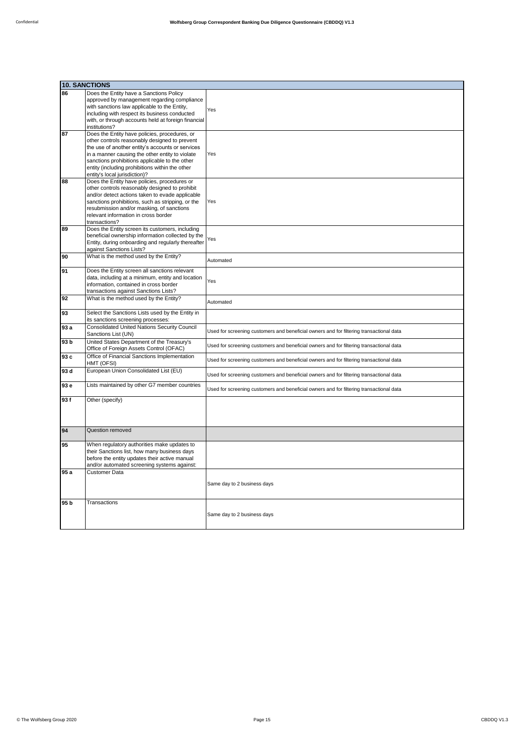| 10. SANCTIONS | | |
|---|---|---|
| 86 | Does the Entity have a Sanctions Policy approved by management regarding compliance with sanctions law applicable to the Entity, including with respect its business conducted with, or through accounts held at foreign financial institutions? | Yes |
| 87 | Does the Entity have policies, procedures, or other controls reasonably designed to prevent the use of another entity's accounts or services in a manner causing the other entity to violate sanctions prohibitions applicable to the other entity (including prohibitions within the other entity's local jurisdiction)? | Yes |
| 88 | Does the Entity have policies, procedures or other controls reasonably designed to prohibit and/or detect actions taken to evade applicable sanctions prohibitions, such as stripping, or the resubmission and/or masking, of sanctions relevant information in cross border transactions? | Yes |
| 89 | Does the Entity screen its customers, including beneficial ownership information collected by the Entity, during onboarding and regularly thereafter against Sanctions Lists? | Yes |
| 90 | What is the method used by the Entity? | Automated |
| 91 | Does the Entity screen all sanctions relevant data, including at a minimum, entity and location information, contained in cross border transactions against Sanctions Lists? | Yes |
| 92 | What is the method used by the Entity? | Automated |
| 93 | Select the Sanctions Lists used by the Entity in its sanctions screening processes: | |
| 93 a | Consolidated United Nations Security Council Sanctions List (UN) | Used for screening customers and beneficial owners and for filtering transactional data |
| 93 b | United States Department of the Treasury's Office of Foreign Assets Control (OFAC) | Used for screening customers and beneficial owners and for filtering transactional data |
| 93 c | Office of Financial Sanctions Implementation HMT (OFSI) | Used for screening customers and beneficial owners and for filtering transactional data |
| 93 d | European Union Consolidated List (EU) | Used for screening customers and beneficial owners and for filtering transactional data |
| 93 e | Lists maintained by other G7 member countries | Used for screening customers and beneficial owners and for filtering transactional data |
| 93 f | Other (specify) | |
| 94 | Question removed | |
| 95 | When regulatory authorities make updates to their Sanctions list, how many business days before the entity updates their active manual and/or automated screening systems against: | |
| 95 a | Customer Data | Same day to 2 business days |
| 95 b | Transactions | Same day to 2 business days |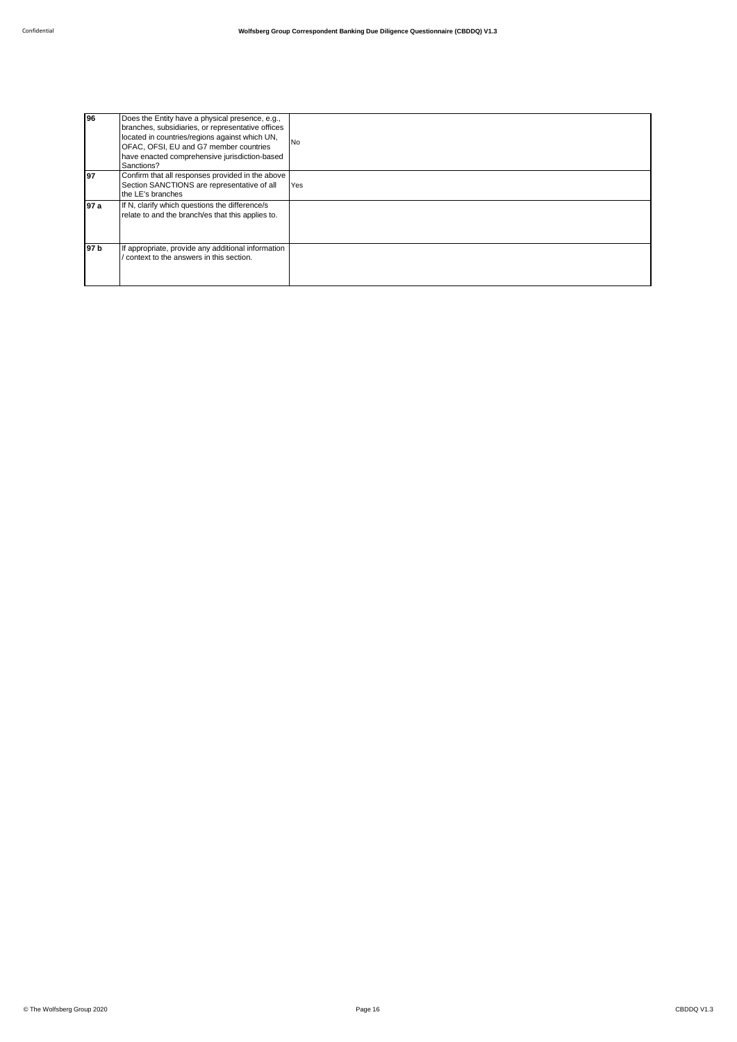| | | |
|---|---|---|
| **96** | Does the Entity have a physical presence, e.g., branches, subsidiaries, or representative offices located in countries/regions against which UN, OFAC, OFSI, EU and G7 member countries have enacted comprehensive jurisdiction-based Sanctions? | No |
| **97** | Confirm that all responses provided in the above Section SANCTIONS are representative of all the LE's branches | Yes |
| **97 a** | If N, clarify which questions the difference/s relate to and the branch/es that this applies to. | |
| **97 b** | If appropriate, provide any additional information / context to the answers in this section. | |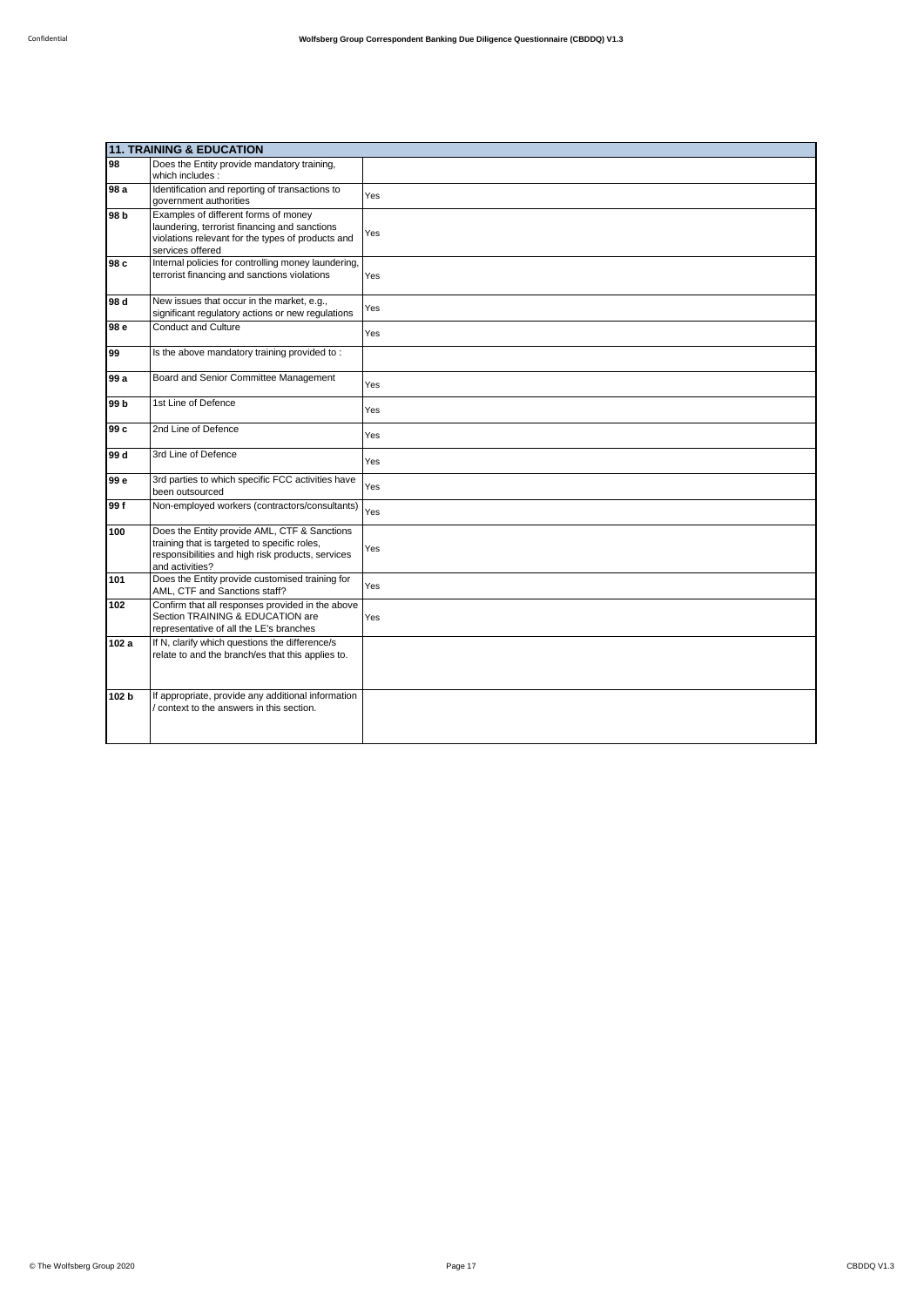| 11. TRAINING & EDUCATION | | |
|---|---|---|
| 98 | Does the Entity provide mandatory training, which includes : | |
| 98 a | Identification and reporting of transactions to government authorities | Yes |
| 98 b | Examples of different forms of money laundering, terrorist financing and sanctions violations relevant for the types of products and services offered | Yes |
| 98 c | Internal policies for controlling money laundering, terrorist financing and sanctions violations | Yes |
| 98 d | New issues that occur in the market, e.g., significant regulatory actions or new regulations | Yes |
| 98 e | Conduct and Culture | Yes |
| 99 | Is the above mandatory training provided to : | |
| 99 a | Board and Senior Committee Management | Yes |
| 99 b | 1st Line of Defence | Yes |
| 99 c | 2nd Line of Defence | Yes |
| 99 d | 3rd Line of Defence | Yes |
| 99 e | 3rd parties to which specific FCC activities have been outsourced | Yes |
| 99 f | Non-employed workers (contractors/consultants) | Yes |
| 100 | Does the Entity provide AML, CTF & Sanctions training that is targeted to specific roles, responsibilities and high risk products, services and activities? | Yes |
| 101 | Does the Entity provide customised training for AML, CTF and Sanctions staff? | Yes |
| 102 | Confirm that all responses provided in the above Section TRAINING & EDUCATION are representative of all the LE's branches | Yes |
| 102 a | If N, clarify which questions the difference/s relate to and the branch/es that this applies to. | |
| 102 b | If appropriate, provide any additional information / context to the answers in this section. | |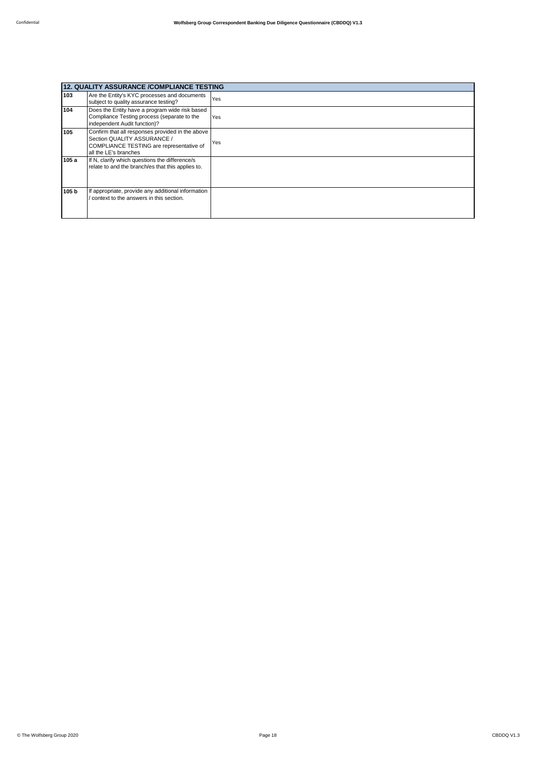| 12. QUALITY ASSURANCE /COMPLIANCE TESTING | | |
|---|---|---|
| 103 | Are the Entity's KYC processes and documents subject to quality assurance testing? | Yes |
| 104 | Does the Entity have a program wide risk based Compliance Testing process (separate to the independent Audit function)? | Yes |
| 105 | Confirm that all responses provided in the above Section QUALITY ASSURANCE / COMPLIANCE TESTING are representative of all the LE's branches | Yes |
| 105 a | If N, clarify which questions the difference/s relate to and the branch/es that this applies to. | |
| 105 b | If appropriate, provide any additional information / context to the answers in this section. | |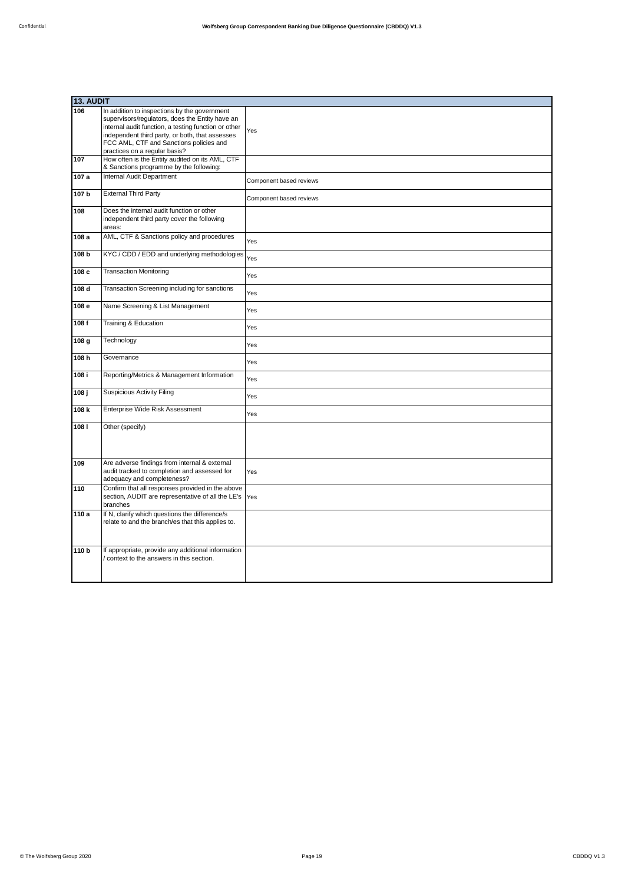| 13. AUDIT | | |
|---|---|---|
| 106 | In addition to inspections by the government supervisors/regulators, does the Entity have an internal audit function, a testing function or other independent third party, or both, that assesses FCC AML, CTF and Sanctions policies and practices on a regular basis? | Yes |
| 107 | How often is the Entity audited on its AML, CTF & Sanctions programme by the following: | |
| 107 a | Internal Audit Department | Component based reviews |
| 107 b | External Third Party | Component based reviews |
| 108 | Does the internal audit function or other independent third party cover the following areas: | |
| 108 a | AML, CTF & Sanctions policy and procedures | Yes |
| 108 b | KYC / CDD / EDD and underlying methodologies | Yes |
| 108 c | Transaction Monitoring | Yes |
| 108 d | Transaction Screening including for sanctions | Yes |
| 108 e | Name Screening & List Management | Yes |
| 108 f | Training & Education | Yes |
| 108 g | Technology | Yes |
| 108 h | Governance | Yes |
| 108 i | Reporting/Metrics & Management Information | Yes |
| 108 j | Suspicious Activity Filing | Yes |
| 108 k | Enterprise Wide Risk Assessment | Yes |
| 108 l | Other (specify) | |
| 109 | Are adverse findings from internal & external audit tracked to completion and assessed for adequacy and completeness? | Yes |
| 110 | Confirm that all responses provided in the above section, AUDIT are representative of all the LE's branches | Yes |
| 110 a | If N, clarify which questions the difference/s relate to and the branch/es that this applies to. | |
| 110 b | If appropriate, provide any additional information / context to the answers in this section. | |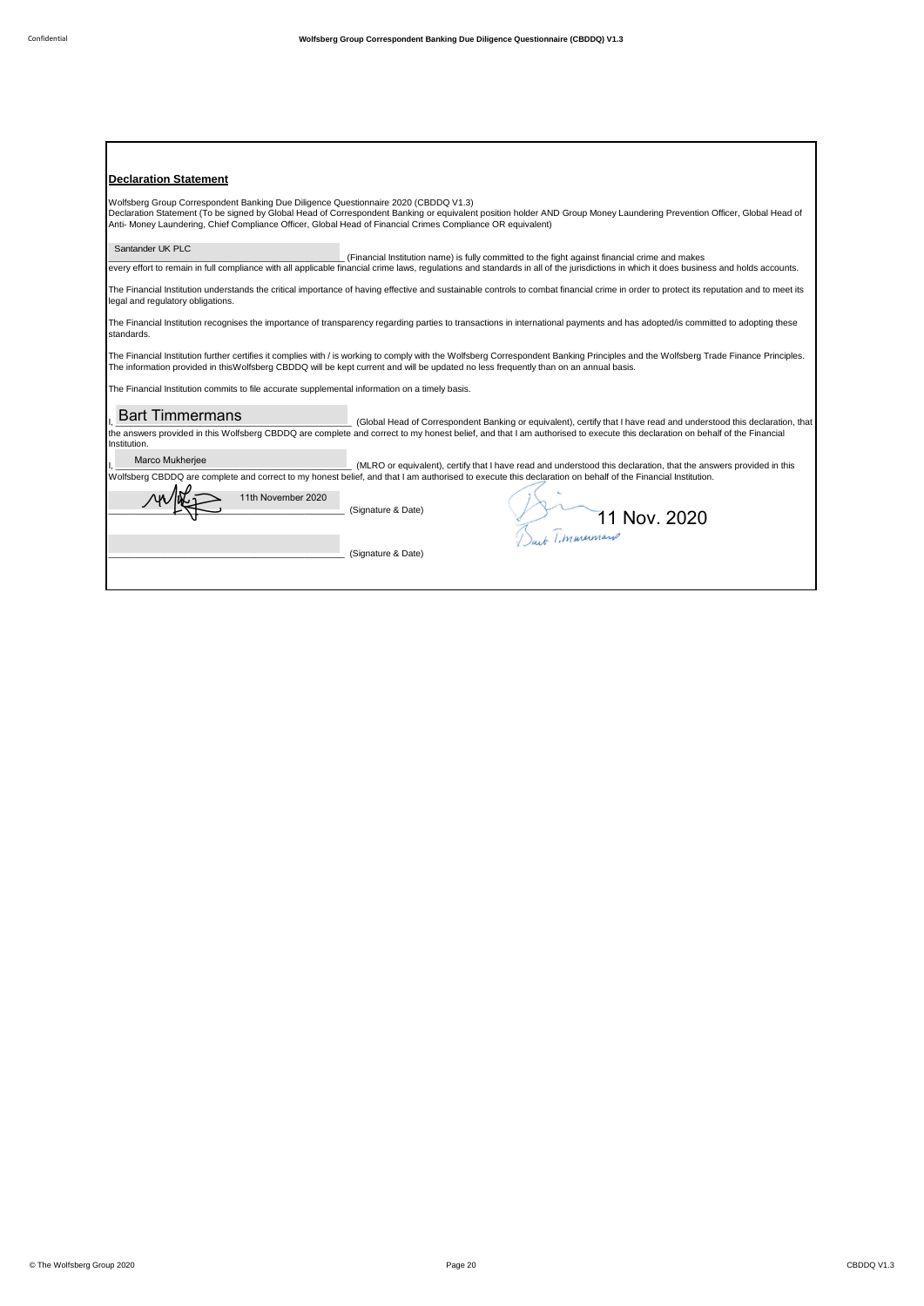## Declaration Statement

Wolfsberg Group Correspondent Banking Due Diligence Questionnaire 2020 (CBDDQ V1.3)
Declaration Statement (To be signed by Global Head of Correspondent Banking or equivalent position holder AND Group Money Laundering Prevention Officer, Global Head of Anti- Money Laundering, Chief Compliance Officer, Global Head of Financial Crimes Compliance OR equivalent)

Santander UK PLC (Financial Institution name) is fully committed to the fight against financial crime and makes every effort to remain in full compliance with all applicable financial crime laws, regulations and standards in all of the jurisdictions in which it does business and holds accounts.

The Financial Institution understands the critical importance of having effective and sustainable controls to combat financial crime in order to protect its reputation and to meet its legal and regulatory obligations.

The Financial Institution recognises the importance of transparency regarding parties to transactions in international payments and has adopted/is committed to adopting these standards.

The Financial Institution further certifies it complies with / is working to comply with the Wolfsberg Correspondent Banking Principles and the Wolfsberg Trade Finance Principles. The information provided in thisWolfsberg CBDDQ will be kept current and will be updated no less frequently than on an annual basis.

The Financial Institution commits to file accurate supplemental information on a timely basis.

I, Bart Timmermans (Global Head of Correspondent Banking or equivalent), certify that I have read and understood this declaration, that the answers provided in this Wolfsberg CBDDQ are complete and correct to my honest belief, and that I am authorised to execute this declaration on behalf of the Financial Institution.

I, Marco Mukherjee (MLRO or equivalent), certify that I have read and understood this declaration, that the answers provided in this Wolfsberg CBDDQ are complete and correct to my honest belief, and that I am authorised to execute this declaration on behalf of the Financial Institution.

[Signature] 11th November 2020 (Signature & Date)

[Signature] 11 Nov. 2020

Bart Timmermans

_______________ (Signature & Date)